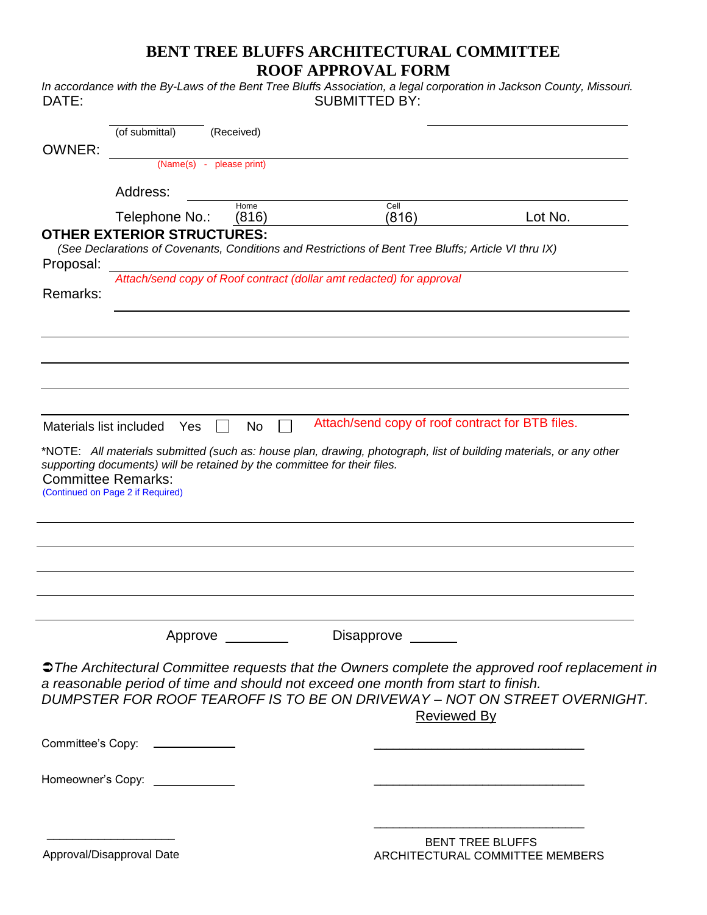# BENT TREE BLUFFS ARCHITECTURAL COMMITTEE
# ROOF APPROVAL FORM

*In accordance with the By-Laws of the Bent Tree Bluffs Association, a legal corporation in Jackson County, Missouri.*

DATE: ______________ (of submittal) (Received) SUBMITTED BY: ______________________

OWNER: ____________________________________________
(Name(s) - please print)

Address: ____________________________________________

Telephone No.: Home (816) Cell (816) Lot No.

**OTHER EXTERIOR STRUCTURES:**

*(See Declarations of Covenants, Conditions and Restrictions of Bent Tree Bluffs; Article VI thru IX)*

Proposal: ____________________________________________

*Attach/send copy of Roof contract (dollar amt redacted) for approval*

Remarks: ____________________________________________

____________________________________________

____________________________________________

____________________________________________

____________________________________________

Materials list included Yes ☐ No ☐ Attach/send copy of roof contract for BTB files.

*NOTE: *All materials submitted (such as: house plan, drawing, photograph, list of building materials, or any other supporting documents) will be retained by the committee for their files.*

Committee Remarks:
(Continued on Page 2 if Required)

____________________________________________

____________________________________________

____________________________________________

____________________________________________

____________________________________________

Approve ________ Disapprove ______

➲*The Architectural Committee requests that the Owners complete the approved roof replacement in a reasonable period of time and should not exceed one month from start to finish.*
*DUMPSTER FOR ROOF TEAROFF IS TO BE ON DRIVEWAY – NOT ON STREET OVERNIGHT.*

Reviewed By

Committee's Copy: ____________ ______________________________

Homeowner's Copy: ____________ ______________________________

______________________________

____________________ 
Approval/Disapproval Date

BENT TREE BLUFFS
ARCHITECTURAL COMMITTEE MEMBERS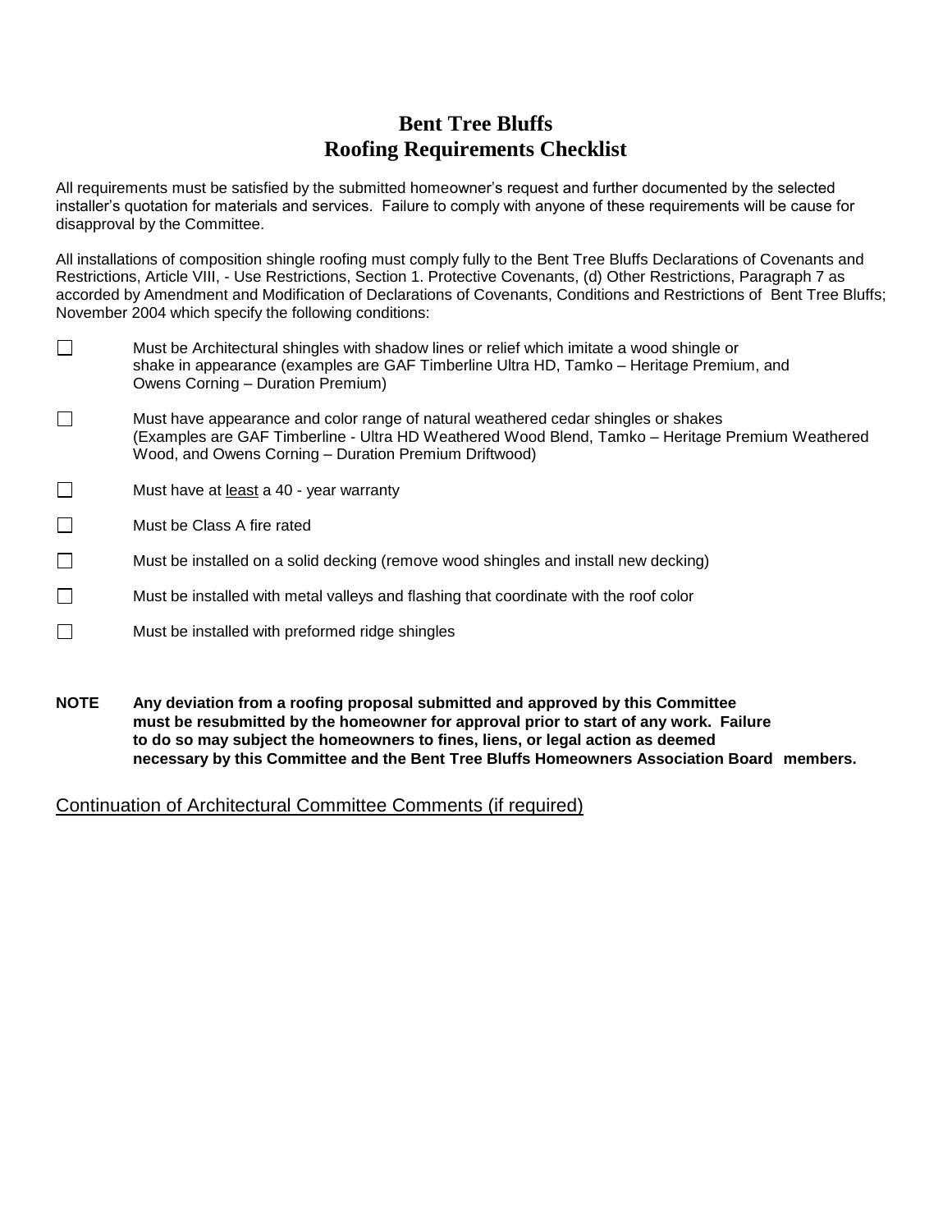# Bent Tree Bluffs
## Roofing Requirements Checklist

All requirements must be satisfied by the submitted homeowner's request and further documented by the selected installer's quotation for materials and services. Failure to comply with anyone of these requirements will be cause for disapproval by the Committee.

All installations of composition shingle roofing must comply fully to the Bent Tree Bluffs Declarations of Covenants and Restrictions, Article VIII, - Use Restrictions, Section 1. Protective Covenants, (d) Other Restrictions, Paragraph 7 as accorded by Amendment and Modification of Declarations of Covenants, Conditions and Restrictions of Bent Tree Bluffs; November 2004 which specify the following conditions:

- [ ] Must be Architectural shingles with shadow lines or relief which imitate a wood shingle or shake in appearance (examples are GAF Timberline Ultra HD, Tamko – Heritage Premium, and Owens Corning – Duration Premium)
- [ ] Must have appearance and color range of natural weathered cedar shingles or shakes (Examples are GAF Timberline - Ultra HD Weathered Wood Blend, Tamko – Heritage Premium Weathered Wood, and Owens Corning – Duration Premium Driftwood)
- [ ] Must have at <u>least</u> a 40 - year warranty
- [ ] Must be Class A fire rated
- [ ] Must be installed on a solid decking (remove wood shingles and install new decking)
- [ ] Must be installed with metal valleys and flashing that coordinate with the roof color
- [ ] Must be installed with preformed ridge shingles

**NOTE** **Any deviation from a roofing proposal submitted and approved by this Committee must be resubmitted by the homeowner for approval prior to start of any work. Failure to do so may subject the homeowners to fines, liens, or legal action as deemed necessary by this Committee and the Bent Tree Bluffs Homeowners Association Board members.**

<u>Continuation of Architectural Committee Comments (if required)</u>